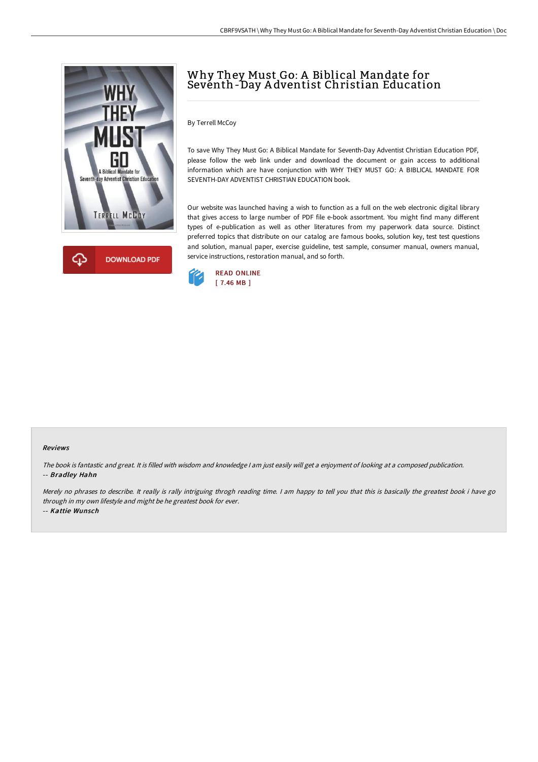# Why They Must Go: A Biblical Mandate for Seventh-Day Adventist Christian Education

By Terrell McCoy

To save Why They Must Go: A Biblical Mandate for Seventh-Day Adventist Christian Education PDF, please follow the web link under and download the document or gain access to additional information which are have conjunction with WHY THEY MUST GO: A BIBLICAL MANDATE FOR SEVENTH-DAY ADVENTIST CHRISTIAN EDUCATION book.

Our website was launched having a wish to function as a full on the web electronic digital library that gives access to large number of PDF file e-book assortment. You might find many different types of e-publication as well as other literatures from my paperwork data source. Distinct preferred topics that distribute on our catalog are famous books, solution key, test test questions and solution, manual paper, exercise guideline, test sample, consumer manual, owners manual, service instructions, restoration manual, and so forth.

READ ONLINE
[ 7.46 MB ]

DOWNLOAD PDF

### Reviews

*The book is fantastic and great. It is filled with wisdom and knowledge I am just easily will get a enjoyment of looking at a composed publication.*
-- ***Bradley Hahn***

*Merely no phrases to describe. It really is rally intriguing throgh reading time. I am happy to tell you that this is basically the greatest book i have go through in my own lifestyle and might be he greatest book for ever.*
-- ***Kattie Wunsch***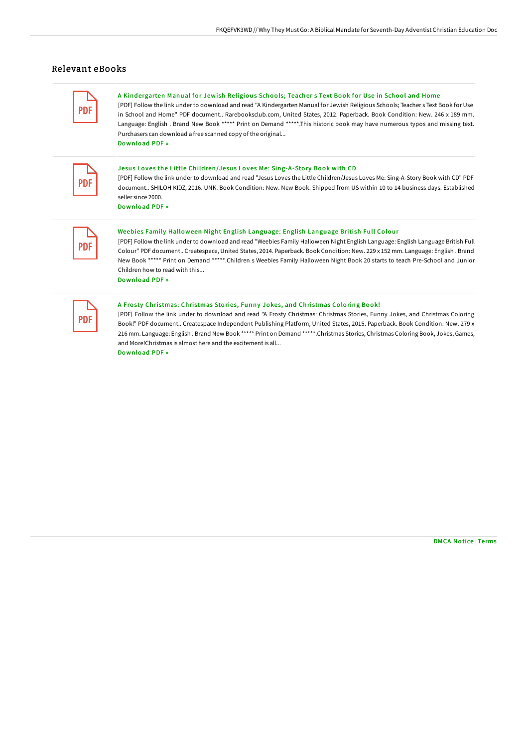## Relevant eBooks

PDF

**A Kindergarten Manual for Jewish Religious Schools; Teacher s Text Book for Use in School and Home**

[PDF] Follow the link under to download and read "A Kindergarten Manual for Jewish Religious Schools; Teacher s Text Book for Use in School and Home" PDF document.. Rarebooksclub.com, United States, 2012. Paperback. Book Condition: New. 246 x 189 mm. Language: English . Brand New Book ***** Print on Demand *****.This historic book may have numerous typos and missing text. Purchasers can download a free scanned copy of the original...

Download PDF »

PDF

**Jesus Loves the Little Children/Jesus Loves Me: Sing-A-Story Book with CD**

[PDF] Follow the link under to download and read "Jesus Loves the Little Children/Jesus Loves Me: Sing-A-Story Book with CD" PDF document.. SHILOH KIDZ, 2016. UNK. Book Condition: New. New Book. Shipped from US within 10 to 14 business days. Established seller since 2000.

Download PDF »

PDF

**Weebies Family Halloween Night English Language: English Language British Full Colour**

[PDF] Follow the link under to download and read "Weebies Family Halloween Night English Language: English Language British Full Colour" PDF document.. Createspace, United States, 2014. Paperback. Book Condition: New. 229 x 152 mm. Language: English . Brand New Book ***** Print on Demand *****.Children s Weebies Family Halloween Night Book 20 starts to teach Pre-School and Junior Children how to read with this...

Download PDF »

PDF

**A Frosty Christmas: Christmas Stories, Funny Jokes, and Christmas Coloring Book!**

[PDF] Follow the link under to download and read "A Frosty Christmas: Christmas Stories, Funny Jokes, and Christmas Coloring Book!" PDF document.. Createspace Independent Publishing Platform, United States, 2015. Paperback. Book Condition: New. 279 x 216 mm. Language: English . Brand New Book ***** Print on Demand *****.Christmas Stories, Christmas Coloring Book, Jokes, Games, and More!Christmas is almost here and the excitement is all...

Download PDF »